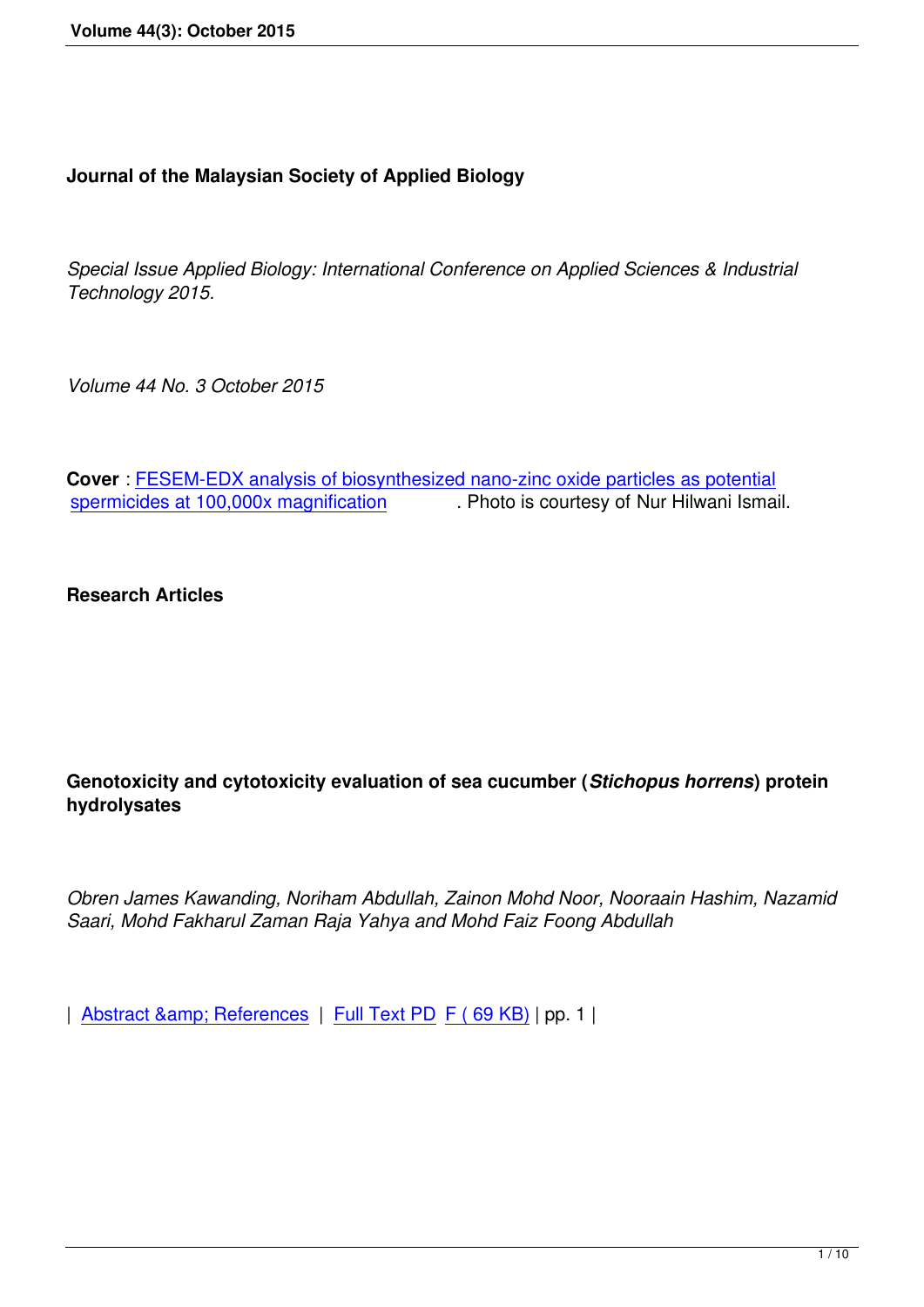**Journal of the Malaysian Society of Applied Biology**

*Special Issue Applied Biology: International Conference on Applied Sciences & Industrial Technology 2015.*

*Volume 44 No. 3 October 2015*

**Cover** : FESEM-EDX analysis of biosynthesized nano-zinc oxide particles as potential spermicides at 100,000x magnification . Photo is courtesy of Nur Hilwani Ismail.

**Research Articles**

**Genotoxicity and cytotoxicity evaluation of sea cucumber (*Stichopus horrens*) protein hydrolysates**

*Obren James Kawanding, Noriham Abdullah, Zainon Mohd Noor, Nooraain Hashim, Nazamid Saari, Mohd Fakharul Zaman Raja Yahya and Mohd Faiz Foong Abdullah*

| Abstract &amp; References | Full Text PD F ( 69 KB) | pp. 1 |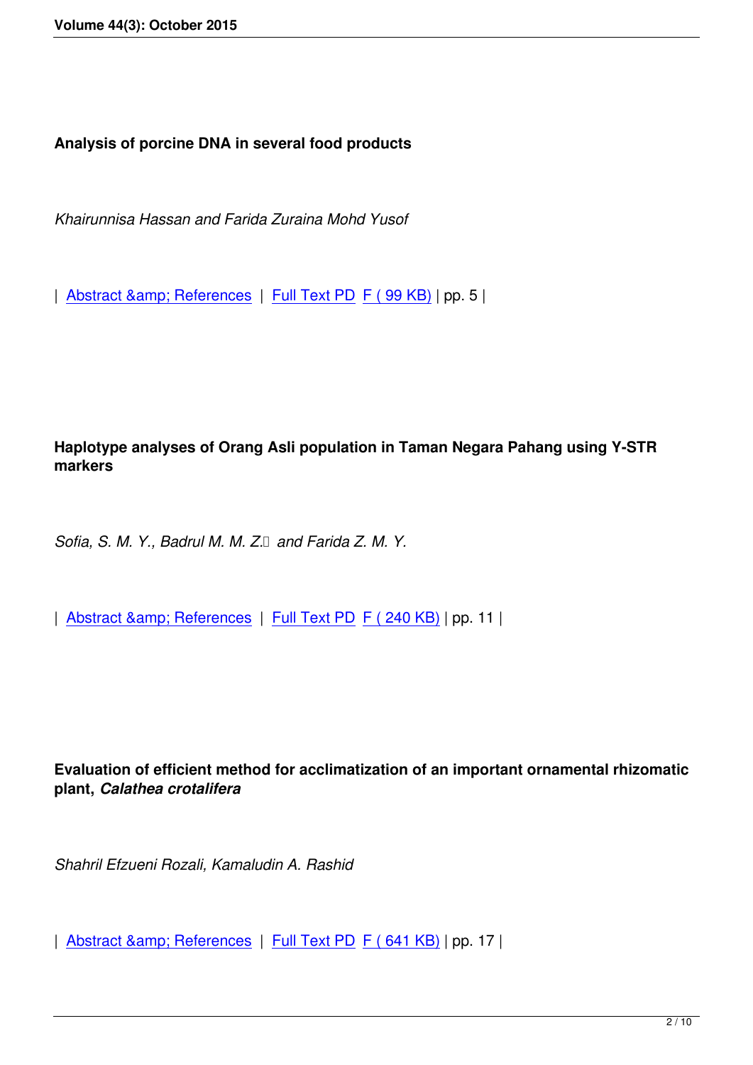**Analysis of porcine DNA in several food products**

*Khairunnisa Hassan and Farida Zuraina Mohd Yusof*

| Abstract &amp; References | Full Text PD F ( 99 KB) | pp. 5 |

**Haplotype analyses of Orang Asli population in Taman Negara Pahang using Y-STR markers**

*Sofia, S. M. Y., Badrul M. M. Z. and Farida Z. M. Y.*

| Abstract &amp; References | Full Text PD F ( 240 KB) | pp. 11 |

**Evaluation of efficient method for acclimatization of an important ornamental rhizomatic plant, *Calathea crotalifera***

*Shahril Efzueni Rozali, Kamaludin A. Rashid*

| Abstract &amp; References | Full Text PD F ( 641 KB) | pp. 17 |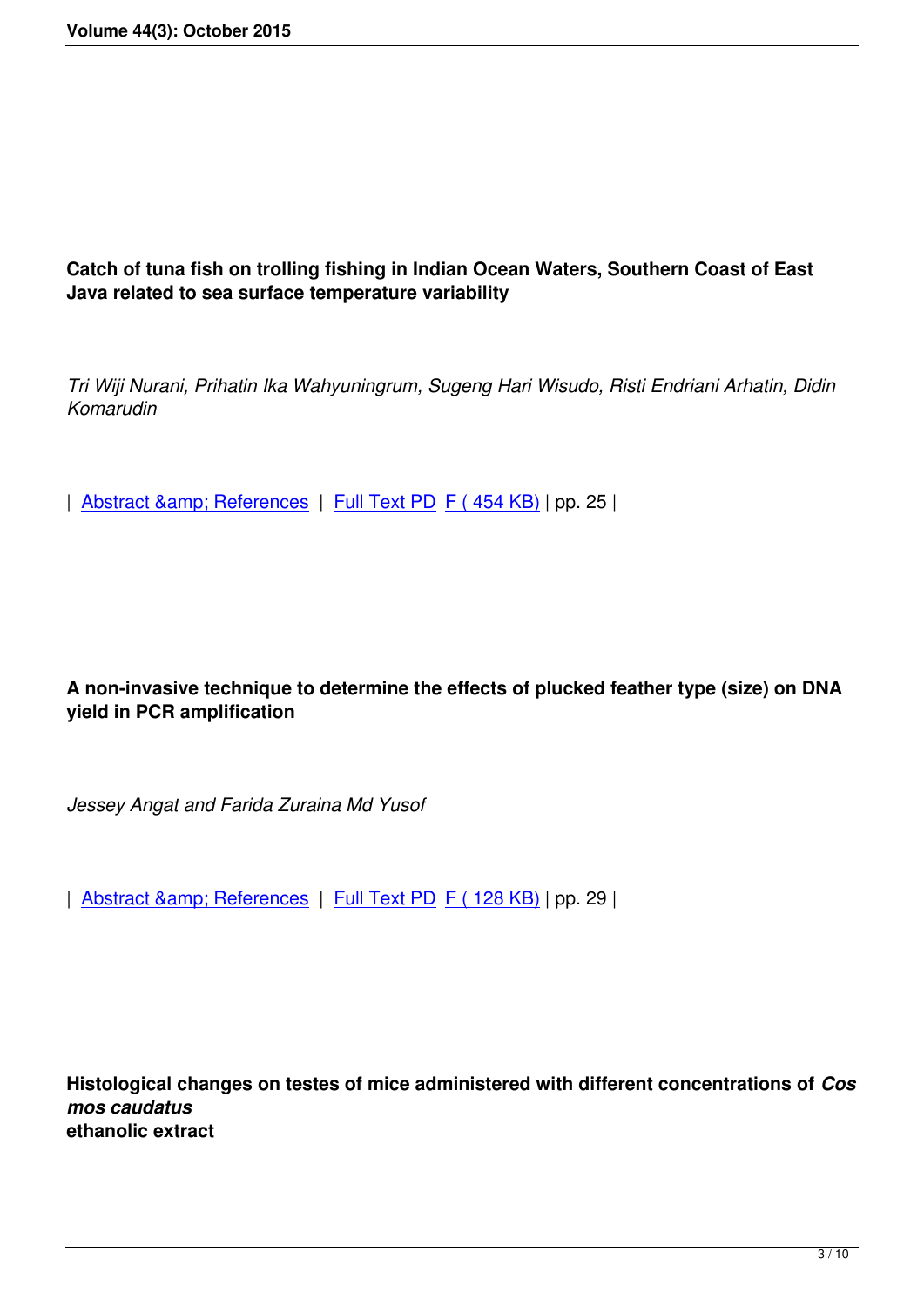**Catch of tuna fish on trolling fishing in Indian Ocean Waters, Southern Coast of East Java related to sea surface temperature variability**

*Tri Wiji Nurani, Prihatin Ika Wahyuningrum, Sugeng Hari Wisudo, Risti Endriani Arhatin, Didin Komarudin*

| Abstract &amp; References | Full Text PD F ( 454 KB) | pp. 25 |

**A non-invasive technique to determine the effects of plucked feather type (size) on DNA yield in PCR amplification**

*Jessey Angat and Farida Zuraina Md Yusof*

| Abstract &amp; References | Full Text PD F ( 128 KB) | pp. 29 |

**Histological changes on testes of mice administered with different concentrations of *Cos mos caudatus* ethanolic extract**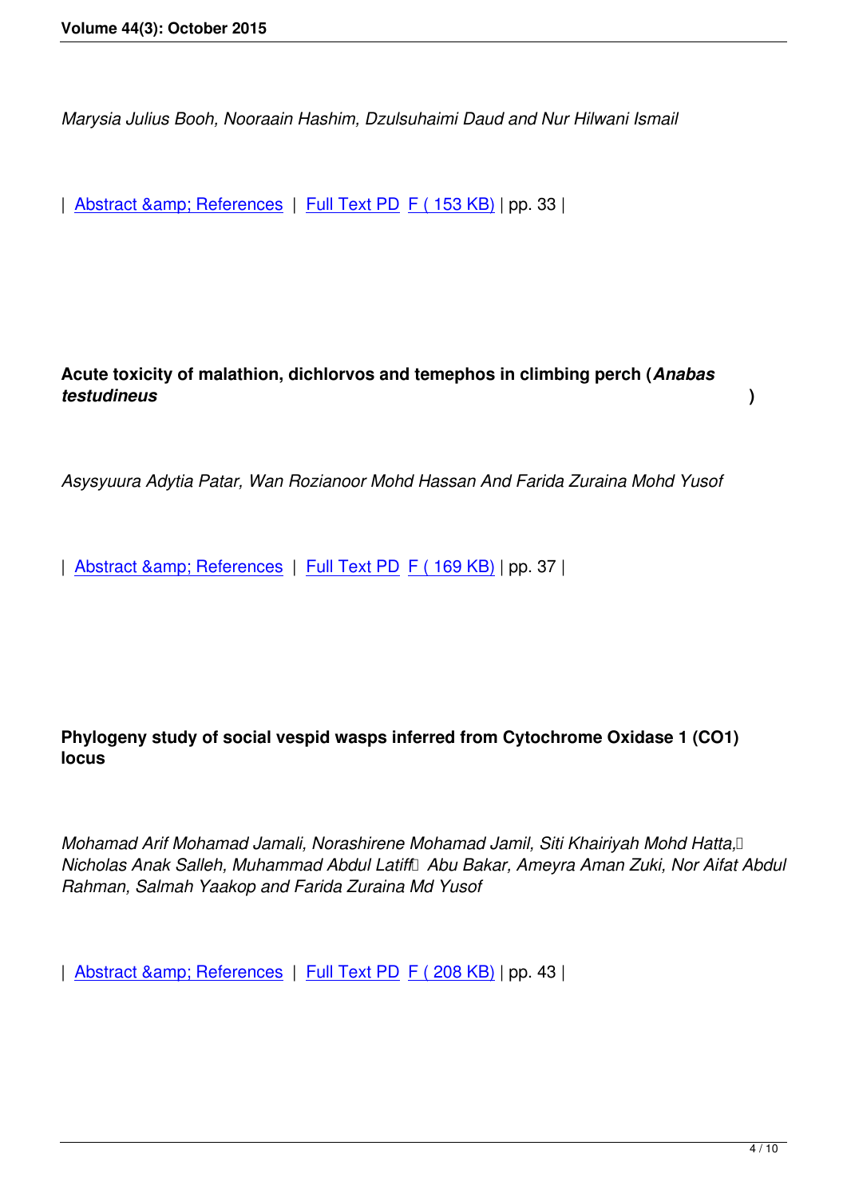*Marysia Julius Booh, Nooraain Hashim, Dzulsuhaimi Daud and Nur Hilwani Ismail*

| Abstract &amp; References | Full Text PD F ( 153 KB) | pp. 33 |

**Acute toxicity of malathion, dichlorvos and temephos in climbing perch (*Anabas testudineus*)**

*Asysyuura Adytia Patar, Wan Rozianoor Mohd Hassan And Farida Zuraina Mohd Yusof*

| Abstract &amp; References | Full Text PD F ( 169 KB) | pp. 37 |

**Phylogeny study of social vespid wasps inferred from Cytochrome Oxidase 1 (CO1) locus**

*Mohamad Arif Mohamad Jamali, Norashirene Mohamad Jamil, Siti Khairiyah Mohd Hatta, Nicholas Anak Salleh, Muhammad Abdul Latiff Abu Bakar, Ameyra Aman Zuki, Nor Aifat Abdul Rahman, Salmah Yaakop and Farida Zuraina Md Yusof*

| Abstract &amp; References | Full Text PD F ( 208 KB) | pp. 43 |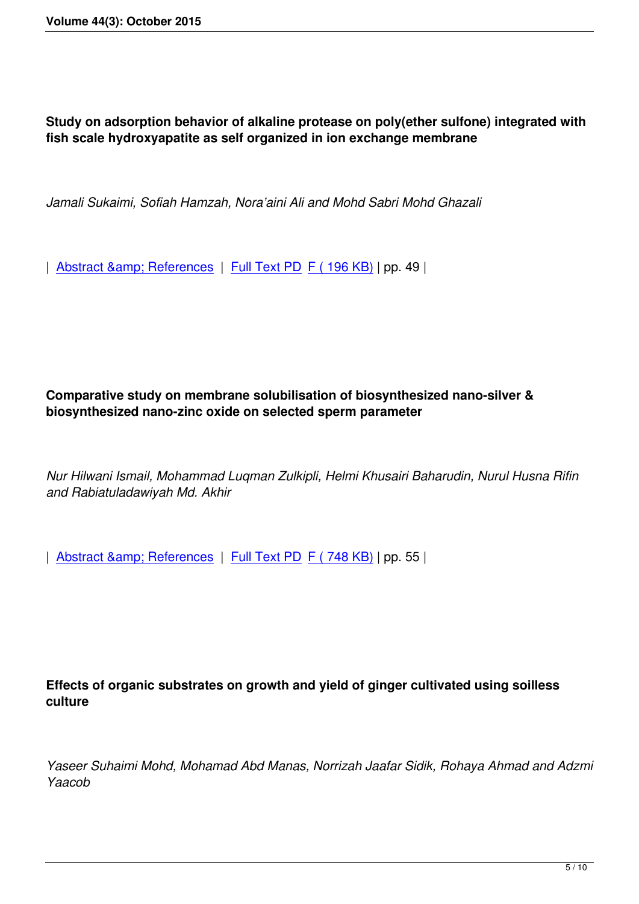**Study on adsorption behavior of alkaline protease on poly(ether sulfone) integrated with fish scale hydroxyapatite as self organized in ion exchange membrane**

*Jamali Sukaimi, Sofiah Hamzah, Nora'aini Ali and Mohd Sabri Mohd Ghazali*

| Abstract &amp; References | Full Text PD F ( 196 KB) | pp. 49 |

**Comparative study on membrane solubilisation of biosynthesized nano-silver & biosynthesized nano-zinc oxide on selected sperm parameter**

*Nur Hilwani Ismail, Mohammad Luqman Zulkipli, Helmi Khusairi Baharudin, Nurul Husna Rifin and Rabiatuladawiyah Md. Akhir*

| Abstract &amp; References | Full Text PD F ( 748 KB) | pp. 55 |

**Effects of organic substrates on growth and yield of ginger cultivated using soilless culture**

*Yaseer Suhaimi Mohd, Mohamad Abd Manas, Norrizah Jaafar Sidik, Rohaya Ahmad and Adzmi Yaacob*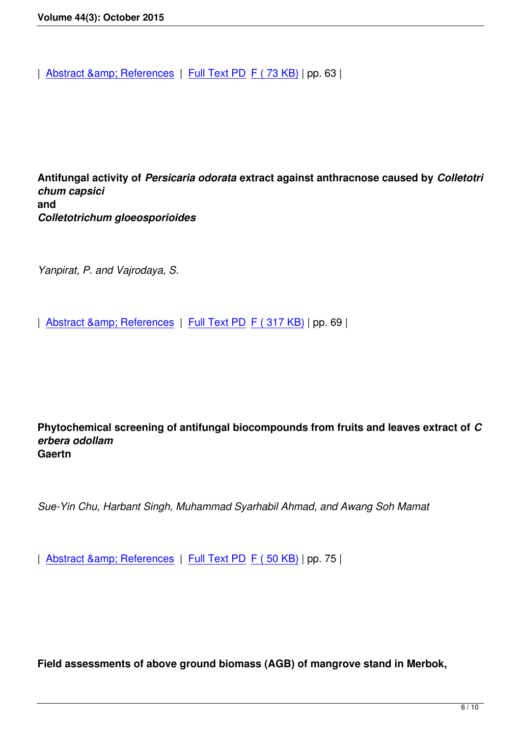| Abstract &amp; References | Full Text PD F ( 73 KB) | pp. 63 |

**Antifungal activity of *Persicaria odorata* extract against anthracnose caused by *Colletotrichum capsici* and *Colletotrichum gloeosporioides***

*Yanpirat, P. and Vajrodaya, S.*

| Abstract &amp; References | Full Text PD F ( 317 KB) | pp. 69 |

**Phytochemical screening of antifungal biocompounds from fruits and leaves extract of *Cerbera odollam* Gaertn**

*Sue-Yin Chu, Harbant Singh, Muhammad Syarhabil Ahmad, and Awang Soh Mamat*

| Abstract &amp; References | Full Text PD F ( 50 KB) | pp. 75 |

**Field assessments of above ground biomass (AGB) of mangrove stand in Merbok,**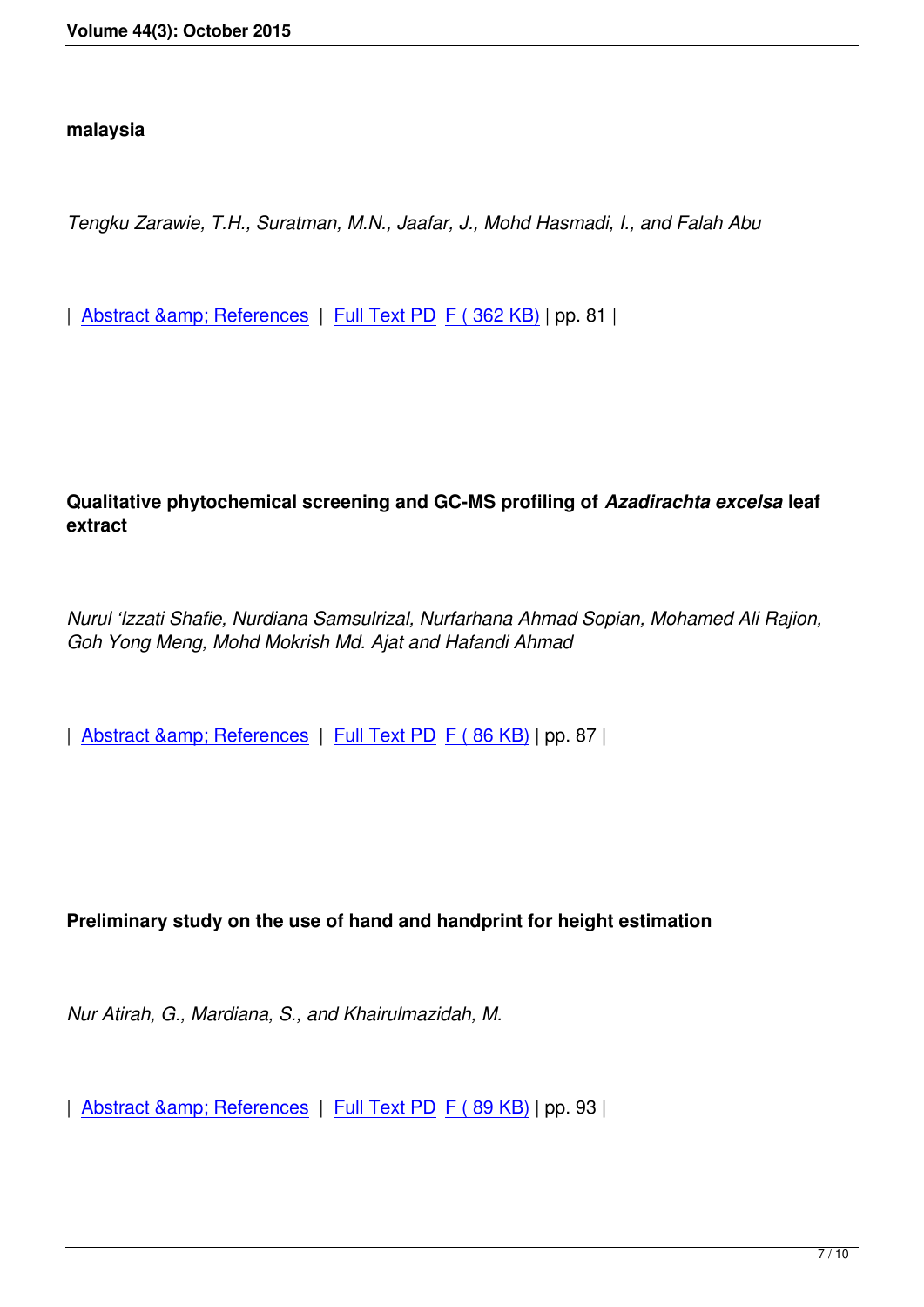**malaysia**

*Tengku Zarawie, T.H., Suratman, M.N., Jaafar, J., Mohd Hasmadi, I., and Falah Abu*

| Abstract &amp; References | Full Text PD F ( 362 KB) | pp. 81 |

**Qualitative phytochemical screening and GC-MS profiling of *Azadirachta excelsa* leaf extract**

*Nurul 'Izzati Shafie, Nurdiana Samsulrizal, Nurfarhana Ahmad Sopian, Mohamed Ali Rajion, Goh Yong Meng, Mohd Mokrish Md. Ajat and Hafandi Ahmad*

| Abstract &amp; References | Full Text PD F ( 86 KB) | pp. 87 |

**Preliminary study on the use of hand and handprint for height estimation**

*Nur Atirah, G., Mardiana, S., and Khairulmazidah, M.*

| Abstract &amp; References | Full Text PD F ( 89 KB) | pp. 93 |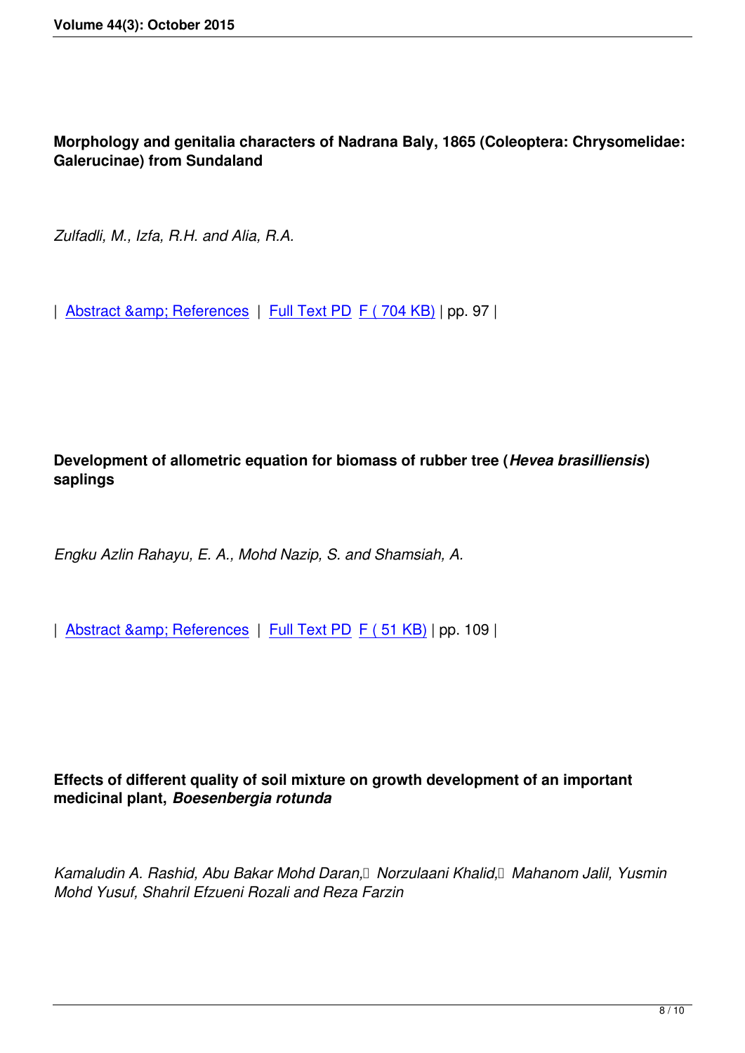**Morphology and genitalia characters of Nadrana Baly, 1865 (Coleoptera: Chrysomelidae: Galerucinae) from Sundaland**

*Zulfadli, M., Izfa, R.H. and Alia, R.A.*

| Abstract &amp; References | Full Text PD F ( 704 KB) | pp. 97 |

**Development of allometric equation for biomass of rubber tree (*Hevea brasilliensis*) saplings**

*Engku Azlin Rahayu, E. A., Mohd Nazip, S. and Shamsiah, A.*

| Abstract &amp; References | Full Text PD F ( 51 KB) | pp. 109 |

**Effects of different quality of soil mixture on growth development of an important medicinal plant, *Boesenbergia rotunda***

*Kamaludin A. Rashid, Abu Bakar Mohd Daran, Norzulaani Khalid, Mahanom Jalil, Yusmin Mohd Yusuf, Shahril Efzueni Rozali and Reza Farzin*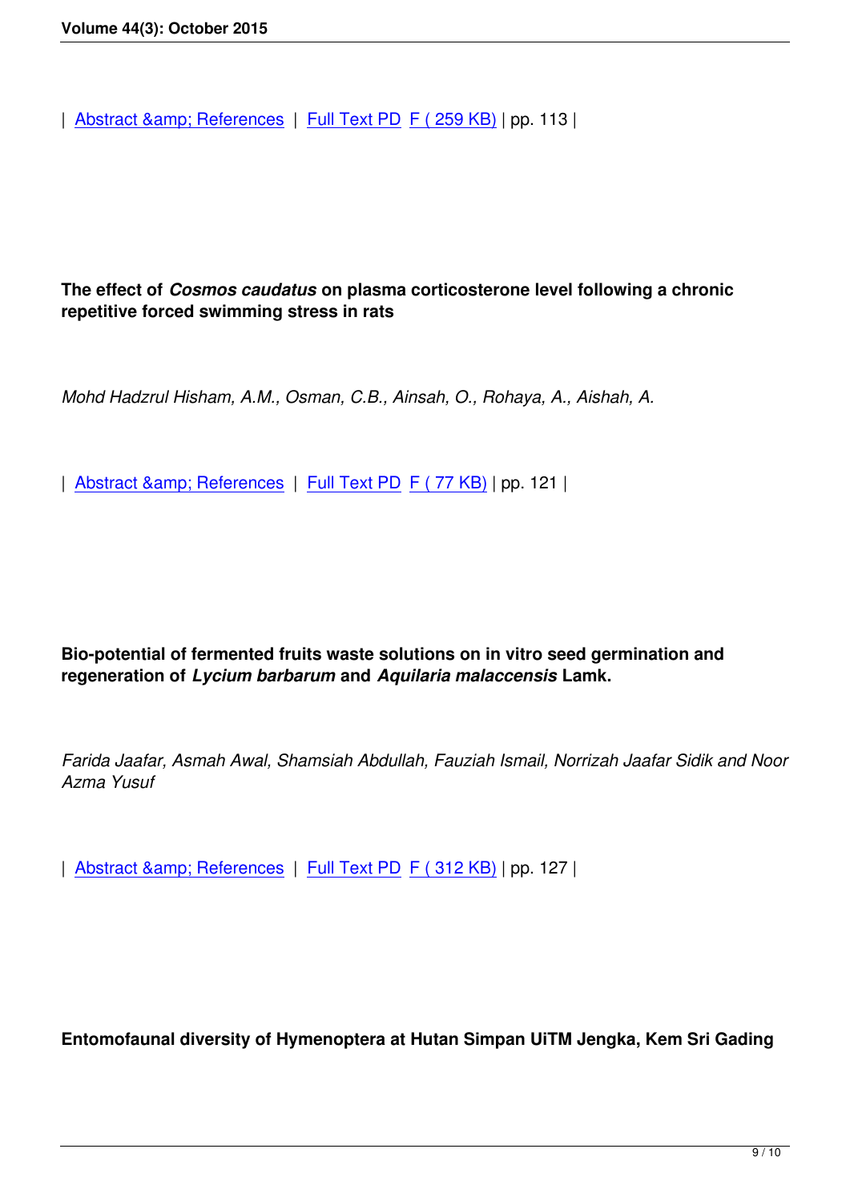| Abstract &amp; References | Full Text PD F ( 259 KB) | pp. 113 |

**The effect of *Cosmos caudatus* on plasma corticosterone level following a chronic repetitive forced swimming stress in rats**

*Mohd Hadzrul Hisham, A.M., Osman, C.B., Ainsah, O., Rohaya, A., Aishah, A.*

| Abstract &amp; References | Full Text PD F ( 77 KB) | pp. 121 |

**Bio-potential of fermented fruits waste solutions on in vitro seed germination and regeneration of *Lycium barbarum* and *Aquilaria malaccensis* Lamk.**

*Farida Jaafar, Asmah Awal, Shamsiah Abdullah, Fauziah Ismail, Norrizah Jaafar Sidik and Noor Azma Yusuf*

| Abstract &amp; References | Full Text PD F ( 312 KB) | pp. 127 |

**Entomofaunal diversity of Hymenoptera at Hutan Simpan UiTM Jengka, Kem Sri Gading**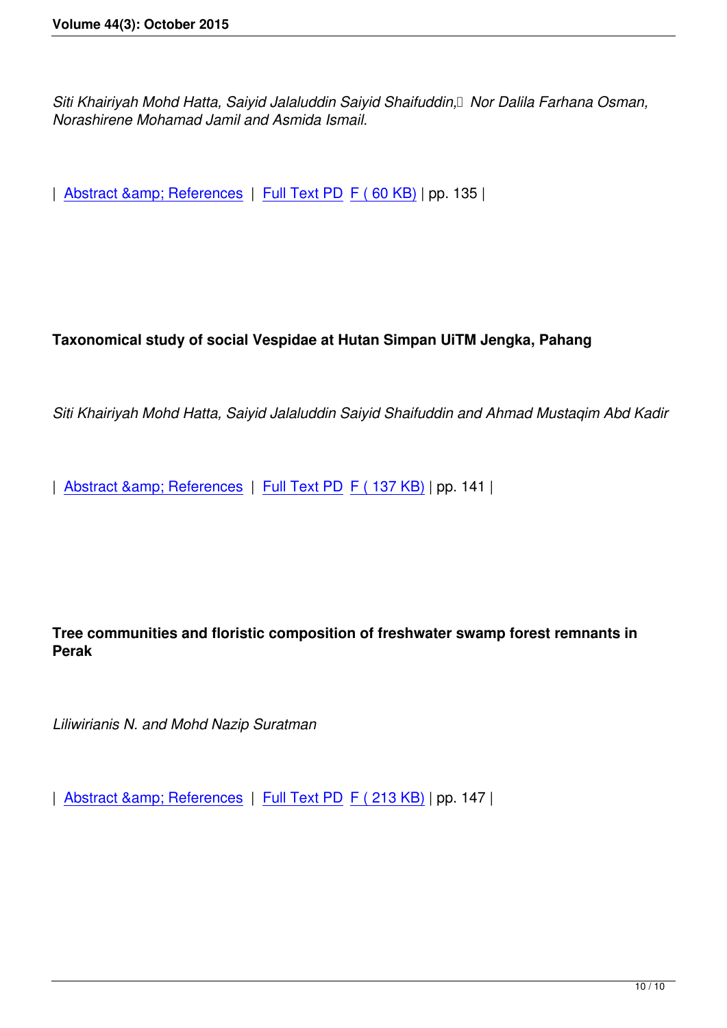*Siti Khairiyah Mohd Hatta, Saiyid Jalaluddin Saiyid Shaifuddin, Nor Dalila Farhana Osman, Norashirene Mohamad Jamil and Asmida Ismail.*

| Abstract &amp; References | Full Text PDF ( 60 KB) | pp. 135 |

**Taxonomical study of social Vespidae at Hutan Simpan UiTM Jengka, Pahang**

*Siti Khairiyah Mohd Hatta, Saiyid Jalaluddin Saiyid Shaifuddin and Ahmad Mustaqim Abd Kadir*

| Abstract &amp; References | Full Text PDF ( 137 KB) | pp. 141 |

**Tree communities and floristic composition of freshwater swamp forest remnants in Perak**

*Liliwirianis N. and Mohd Nazip Suratman*

| Abstract &amp; References | Full Text PDF ( 213 KB) | pp. 147 |